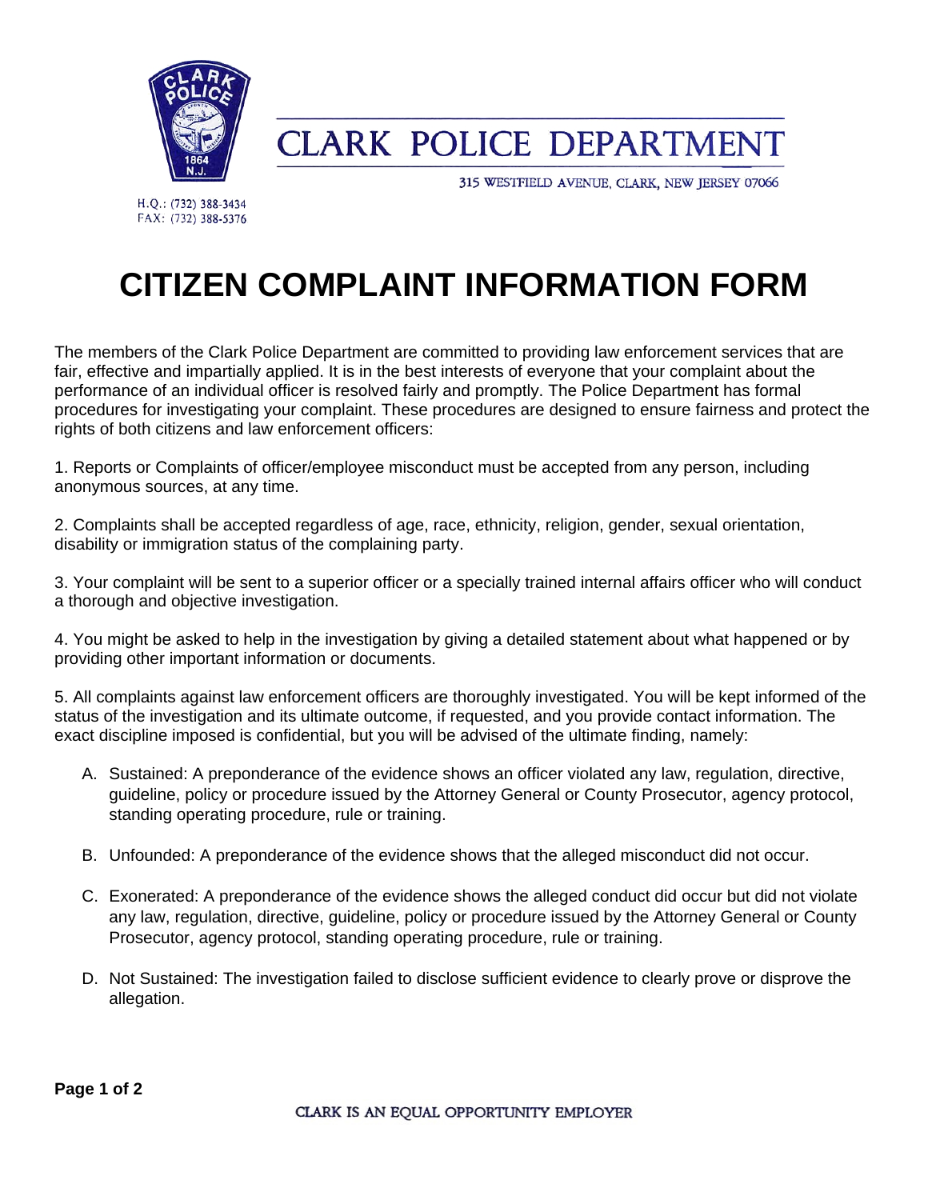# CLARK POLICE DEPARTMENT

315 WESTFIELD AVENUE, CLARK, NEW JERSEY 07066

H.Q.: (732) 388-3434
FAX: (732) 388-5376

# CITIZEN COMPLAINT INFORMATION FORM

The members of the Clark Police Department are committed to providing law enforcement services that are fair, effective and impartially applied. It is in the best interests of everyone that your complaint about the performance of an individual officer is resolved fairly and promptly. The Police Department has formal procedures for investigating your complaint. These procedures are designed to ensure fairness and protect the rights of both citizens and law enforcement officers:

1. Reports or Complaints of officer/employee misconduct must be accepted from any person, including anonymous sources, at any time.

2. Complaints shall be accepted regardless of age, race, ethnicity, religion, gender, sexual orientation, disability or immigration status of the complaining party.

3. Your complaint will be sent to a superior officer or a specially trained internal affairs officer who will conduct a thorough and objective investigation.

4. You might be asked to help in the investigation by giving a detailed statement about what happened or by providing other important information or documents.

5. All complaints against law enforcement officers are thoroughly investigated. You will be kept informed of the status of the investigation and its ultimate outcome, if requested, and you provide contact information. The exact discipline imposed is confidential, but you will be advised of the ultimate finding, namely:

   A. Sustained: A preponderance of the evidence shows an officer violated any law, regulation, directive, guideline, policy or procedure issued by the Attorney General or County Prosecutor, agency protocol, standing operating procedure, rule or training.

   B. Unfounded: A preponderance of the evidence shows that the alleged misconduct did not occur.

   C. Exonerated: A preponderance of the evidence shows the alleged conduct did occur but did not violate any law, regulation, directive, guideline, policy or procedure issued by the Attorney General or County Prosecutor, agency protocol, standing operating procedure, rule or training.

   D. Not Sustained: The investigation failed to disclose sufficient evidence to clearly prove or disprove the allegation.

CLARK IS AN EQUAL OPPORTUNITY EMPLOYER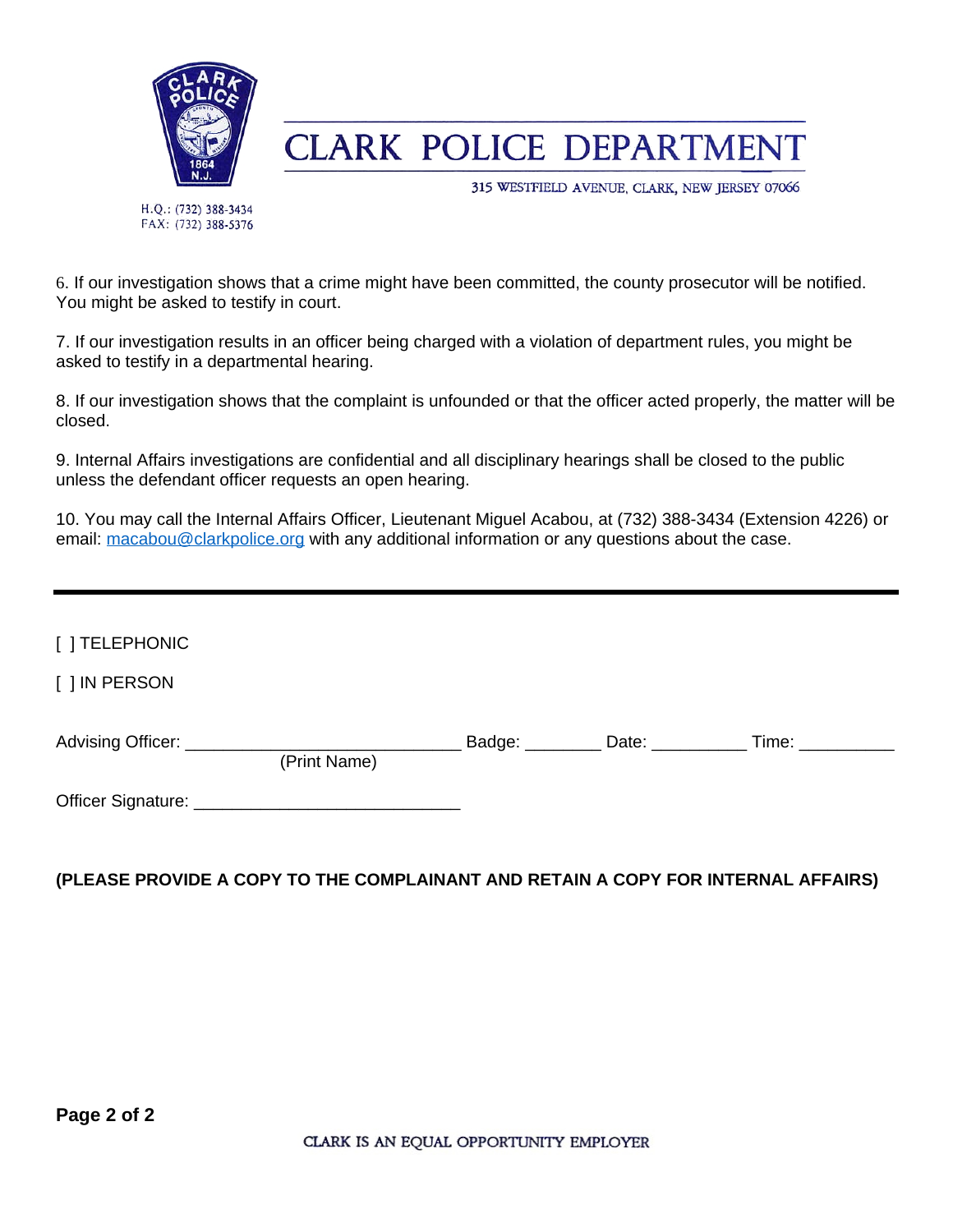# CLARK POLICE DEPARTMENT

315 WESTFIELD AVENUE, CLARK, NEW JERSEY 07066

H.Q.: (732) 388-3434
FAX: (732) 388-5376

6. If our investigation shows that a crime might have been committed, the county prosecutor will be notified. You might be asked to testify in court.

7. If our investigation results in an officer being charged with a violation of department rules, you might be asked to testify in a departmental hearing.

8. If our investigation shows that the complaint is unfounded or that the officer acted properly, the matter will be closed.

9. Internal Affairs investigations are confidential and all disciplinary hearings shall be closed to the public unless the defendant officer requests an open hearing.

10. You may call the Internal Affairs Officer, Lieutenant Miguel Acabou, at (732) 388-3434 (Extension 4226) or email: macabou@clarkpolice.org with any additional information or any questions about the case.

---

[ ] TELEPHONIC

[ ] IN PERSON

Advising Officer: ____________________________ Badge: ________ Date: __________ Time: __________
(Print Name)

Officer Signature: ___________________________

**(PLEASE PROVIDE A COPY TO THE COMPLAINANT AND RETAIN A COPY FOR INTERNAL AFFAIRS)**

CLARK IS AN EQUAL OPPORTUNITY EMPLOYER